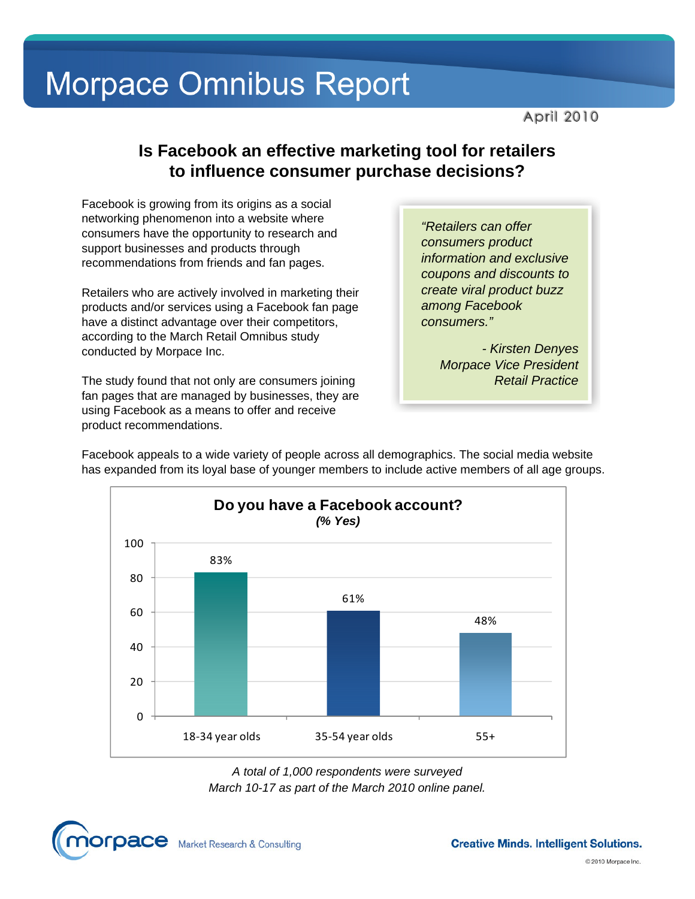# Morpace Omnibus Report

April 2010

## Is Facebook an effective marketing tool for retailers to influence consumer purchase decisions?

Facebook is growing from its origins as a social networking phenomenon into a website where consumers have the opportunity to research and support businesses and products through recommendations from friends and fan pages.

Retailers who are actively involved in marketing their products and/or services using a Facebook fan page have a distinct advantage over their competitors, according to the March Retail Omnibus study conducted by Morpace Inc.

The study found that not only are consumers joining fan pages that are managed by businesses, they are using Facebook as a means to offer and receive product recommendations.

> *"Retailers can offer consumers product information and exclusive coupons and discounts to create viral product buzz among Facebook consumers."*
>
> *- Kirsten Denyes*
> *Morpace Vice President*
> *Retail Practice*

Facebook appeals to a wide variety of people across all demographics. The social media website has expanded from its loyal base of younger members to include active members of all age groups.

**Do you have a Facebook account?**
***(% Yes)***

| Age group | % Yes |
|---|---|
| 18-34 year olds | 83% |
| 35-54 year olds | 61% |
| 55+ | 48% |

*A total of 1,000 respondents were surveyed March 10-17 as part of the March 2010 online panel.*

morpace Market Research & Consulting

**Creative Minds. Intelligent Solutions.**

© 2010 Morpace Inc.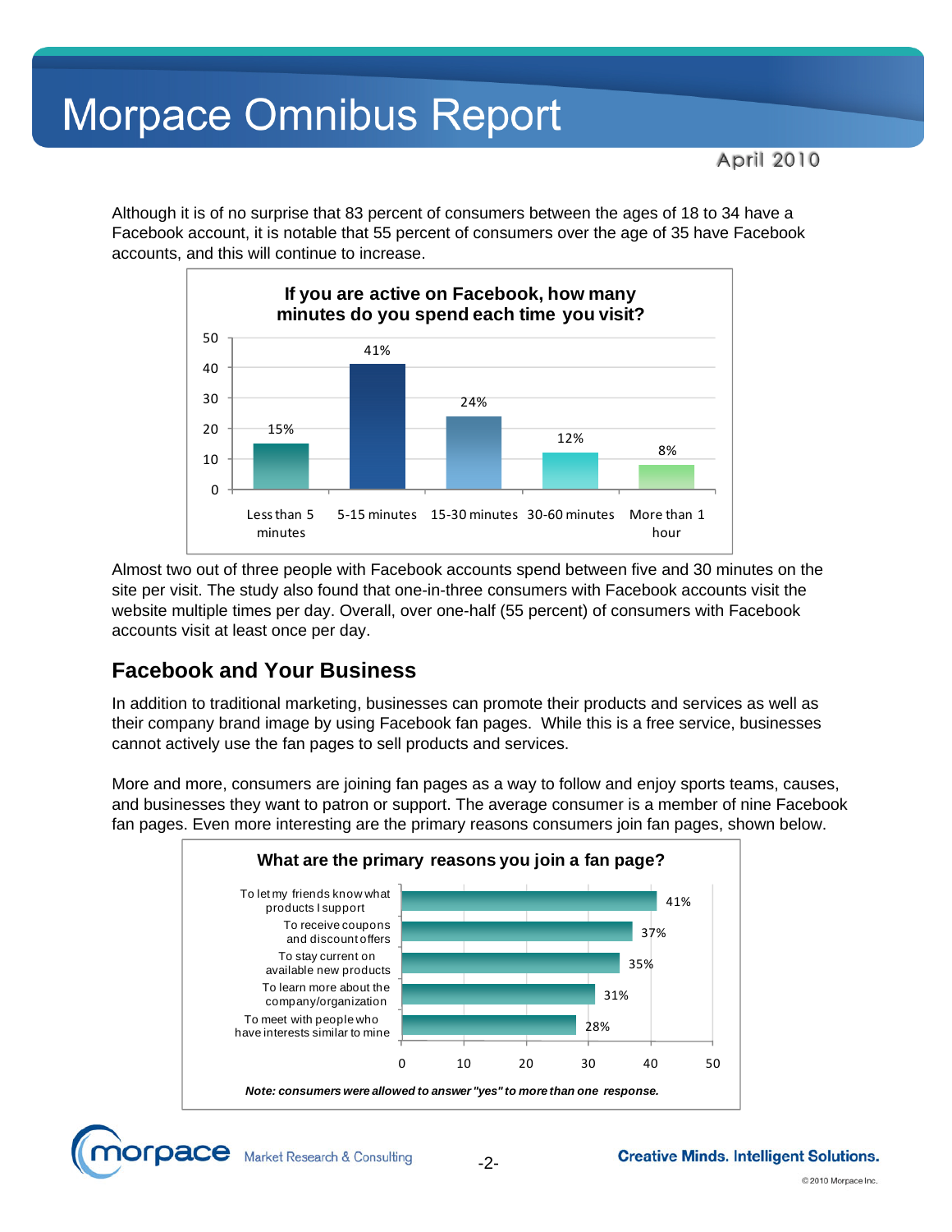Although it is of no surprise that 83 percent of consumers between the ages of 18 to 34 have a Facebook account, it is notable that 55 percent of consumers over the age of 35 have Facebook accounts, and this will continue to increase.

**If you are active on Facebook, how many minutes do you spend each time you visit?**

| Time per visit | Percent |
|---|---|
| Less than 5 minutes | 15% |
| 5-15 minutes | 41% |
| 15-30 minutes | 24% |
| 30-60 minutes | 12% |
| More than 1 hour | 8% |

Almost two out of three people with Facebook accounts spend between five and 30 minutes on the site per visit. The study also found that one-in-three consumers with Facebook accounts visit the website multiple times per day. Overall, over one-half (55 percent) of consumers with Facebook accounts visit at least once per day.

## Facebook and Your Business

In addition to traditional marketing, businesses can promote their products and services as well as their company brand image by using Facebook fan pages. While this is a free service, businesses cannot actively use the fan pages to sell products and services.

More and more, consumers are joining fan pages as a way to follow and enjoy sports teams, causes, and businesses they want to patron or support. The average consumer is a member of nine Facebook fan pages. Even more interesting are the primary reasons consumers join fan pages, shown below.

**What are the primary reasons you join a fan page?**

| Reason | Percent |
|---|---|
| To let my friends know what products I support | 41% |
| To receive coupons and discount offers | 37% |
| To stay current on available new products | 35% |
| To learn more about the company/organization | 31% |
| To meet with people who have interests similar to mine | 28% |

*Note: consumers were allowed to answer "yes" to more than one response.*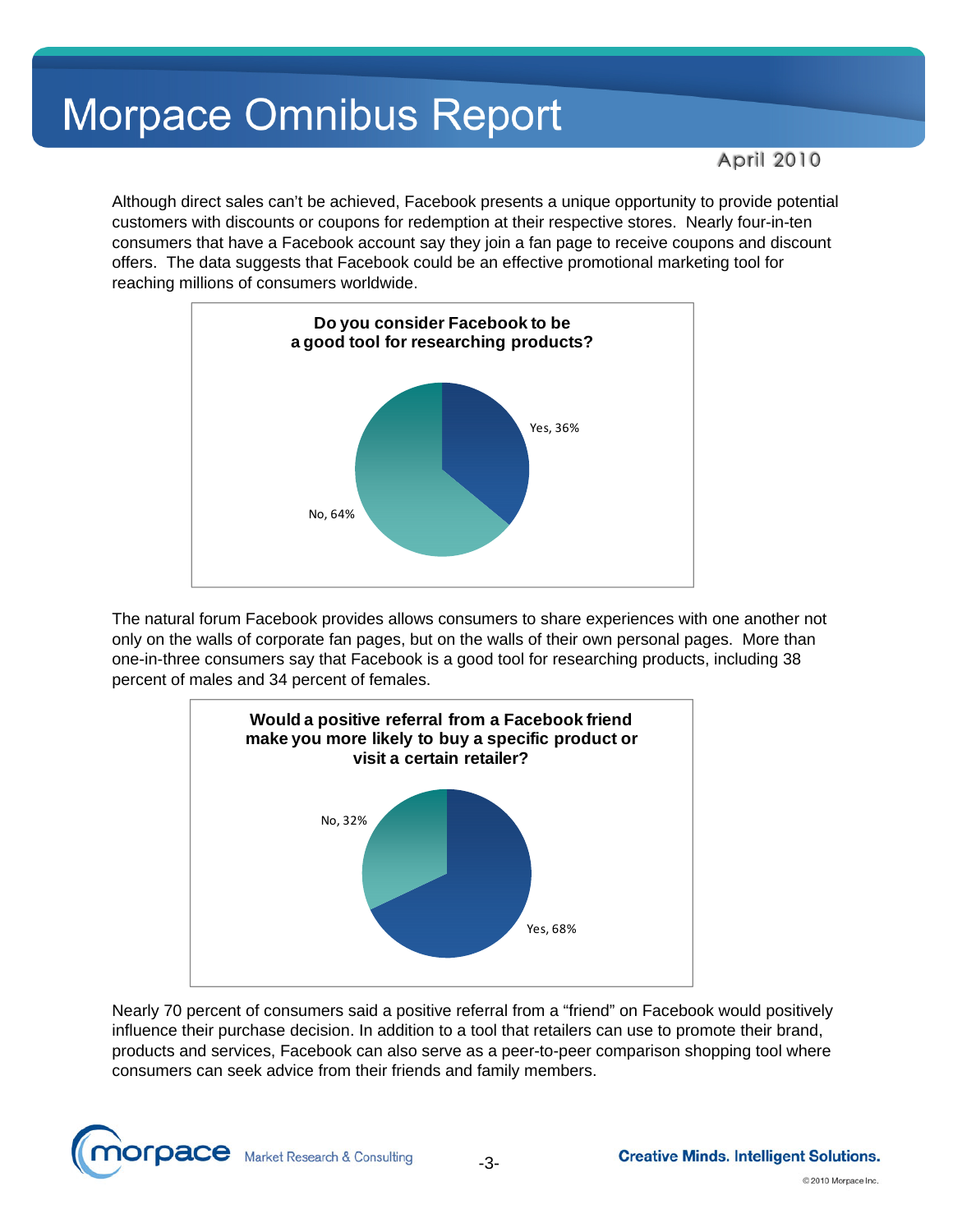Although direct sales can't be achieved, Facebook presents a unique opportunity to provide potential customers with discounts or coupons for redemption at their respective stores. Nearly four-in-ten consumers that have a Facebook account say they join a fan page to receive coupons and discount offers. The data suggests that Facebook could be an effective promotional marketing tool for reaching millions of consumers worldwide.

**Do you consider Facebook to be a good tool for researching products?**

| Response | Percent |
|---|---|
| Yes | 36% |
| No | 64% |

The natural forum Facebook provides allows consumers to share experiences with one another not only on the walls of corporate fan pages, but on the walls of their own personal pages. More than one-in-three consumers say that Facebook is a good tool for researching products, including 38 percent of males and 34 percent of females.

**Would a positive referral from a Facebook friend make you more likely to buy a specific product or visit a certain retailer?**

| Response | Percent |
|---|---|
| Yes | 68% |
| No | 32% |

Nearly 70 percent of consumers said a positive referral from a "friend" on Facebook would positively influence their purchase decision. In addition to a tool that retailers can use to promote their brand, products and services, Facebook can also serve as a peer-to-peer comparison shopping tool where consumers can seek advice from their friends and family members.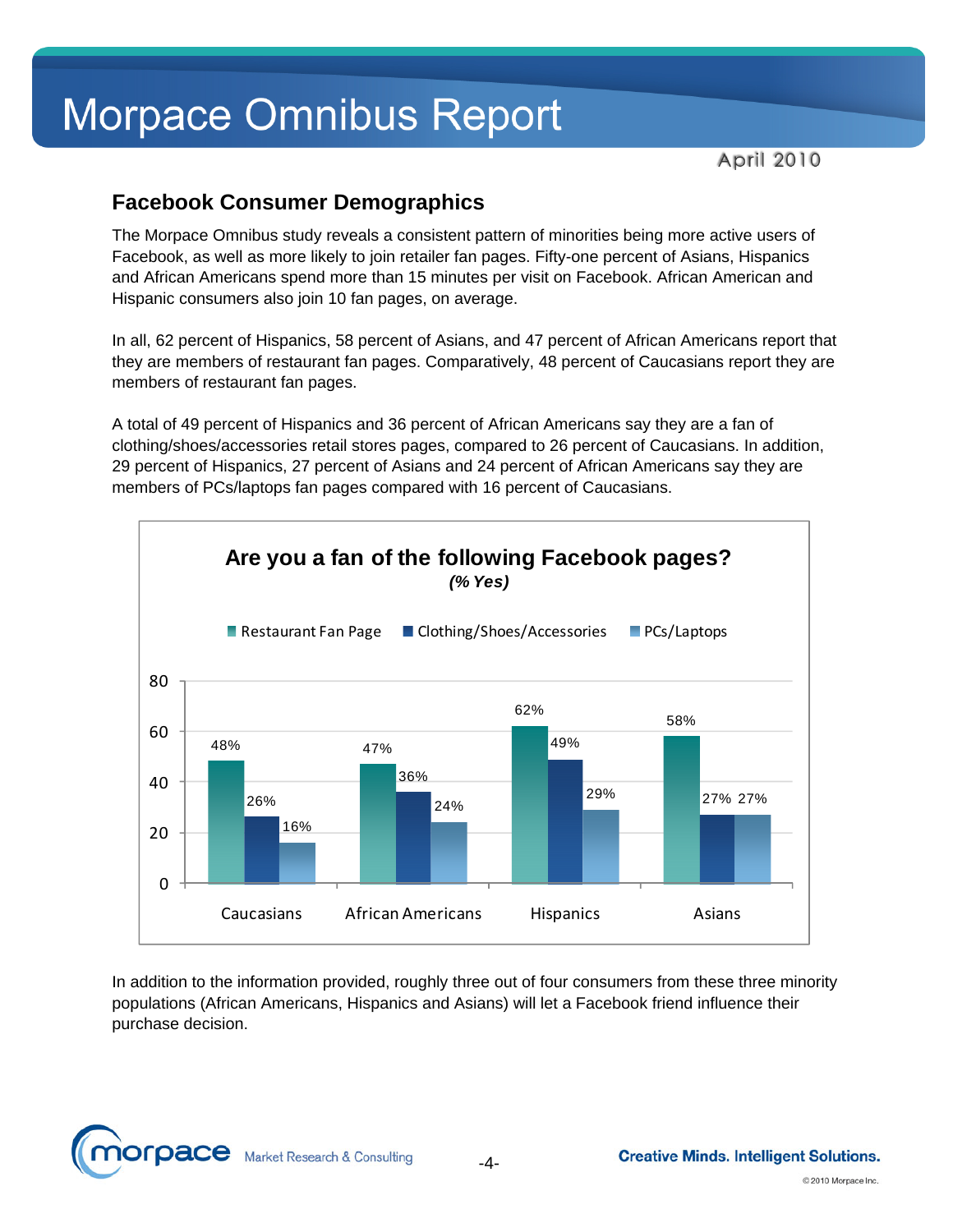# Morpace Omnibus Report

April 2010

## Facebook Consumer Demographics

The Morpace Omnibus study reveals a consistent pattern of minorities being more active users of Facebook, as well as more likely to join retailer fan pages. Fifty-one percent of Asians, Hispanics and African Americans spend more than 15 minutes per visit on Facebook. African American and Hispanic consumers also join 10 fan pages, on average.

In all, 62 percent of Hispanics, 58 percent of Asians, and 47 percent of African Americans report that they are members of restaurant fan pages. Comparatively, 48 percent of Caucasians report they are members of restaurant fan pages.

A total of 49 percent of Hispanics and 36 percent of African Americans say they are a fan of clothing/shoes/accessories retail stores pages, compared to 26 percent of Caucasians. In addition, 29 percent of Hispanics, 27 percent of Asians and 24 percent of African Americans say they are members of PCs/laptops fan pages compared with 16 percent of Caucasians.

**Are you a fan of the following Facebook pages?**
***(% Yes)***

| | Restaurant Fan Page | Clothing/Shoes/Accessories | PCs/Laptops |
|---|---|---|---|
| Caucasians | 48% | 26% | 16% |
| African Americans | 47% | 36% | 24% |
| Hispanics | 62% | 49% | 29% |
| Asians | 58% | 27% | 27% |

In addition to the information provided, roughly three out of four consumers from these three minority populations (African Americans, Hispanics and Asians) will let a Facebook friend influence their purchase decision.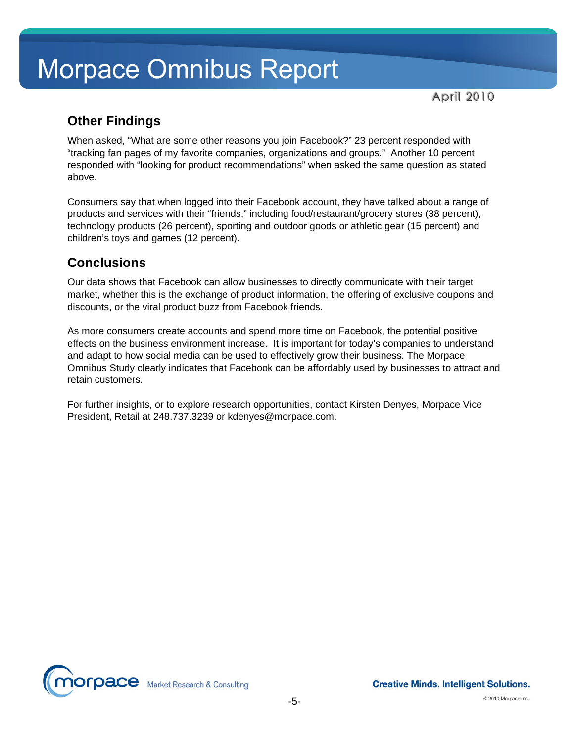## Other Findings

When asked, "What are some other reasons you join Facebook?" 23 percent responded with "tracking fan pages of my favorite companies, organizations and groups." Another 10 percent responded with "looking for product recommendations" when asked the same question as stated above.

Consumers say that when logged into their Facebook account, they have talked about a range of products and services with their "friends," including food/restaurant/grocery stores (38 percent), technology products (26 percent), sporting and outdoor goods or athletic gear (15 percent) and children's toys and games (12 percent).

## Conclusions

Our data shows that Facebook can allow businesses to directly communicate with their target market, whether this is the exchange of product information, the offering of exclusive coupons and discounts, or the viral product buzz from Facebook friends.

As more consumers create accounts and spend more time on Facebook, the potential positive effects on the business environment increase. It is important for today's companies to understand and adapt to how social media can be used to effectively grow their business. The Morpace Omnibus Study clearly indicates that Facebook can be affordably used by businesses to attract and retain customers.

For further insights, or to explore research opportunities, contact Kirsten Denyes, Morpace Vice President, Retail at 248.737.3239 or kdenyes@morpace.com.